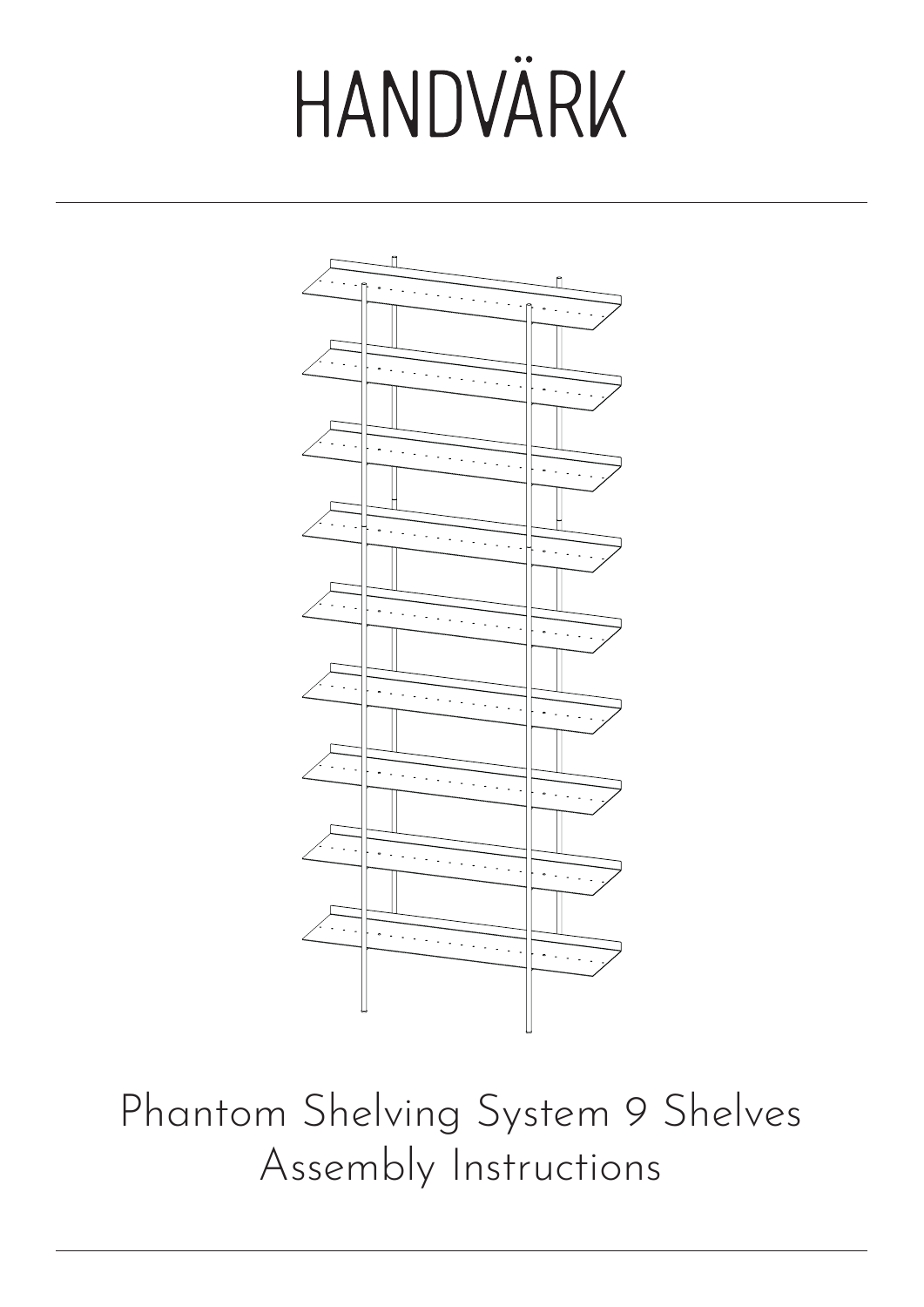# HANDVÄRK

Phantom Shelving System 9 Shelves
Assembly Instructions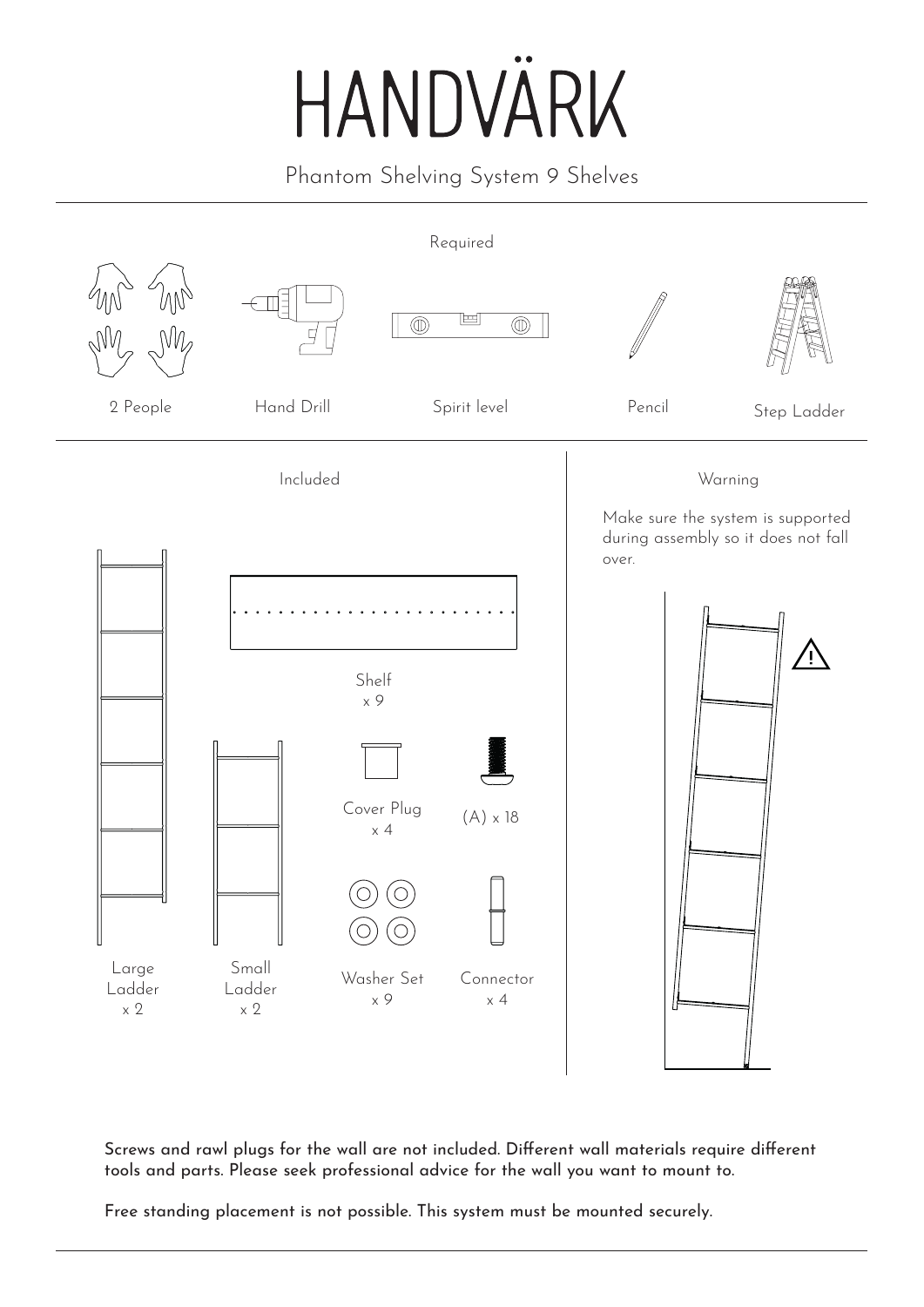# HANDVÄRK

Phantom Shelving System 9 Shelves

## Required

- 2 People
- Hand Drill
- Spirit level
- Pencil
- Step Ladder

## Included

- Large Ladder x 2
- Small Ladder x 2
- Shelf x 9
- Cover Plug x 4
- (A) x 18
- Washer Set x 9
- Connector x 4

## Warning

Make sure the system is supported during assembly so it does not fall over.

Screws and rawl plugs for the wall are not included. Different wall materials require different tools and parts. Please seek professional advice for the wall you want to mount to.

Free standing placement is not possible. This system must be mounted securely.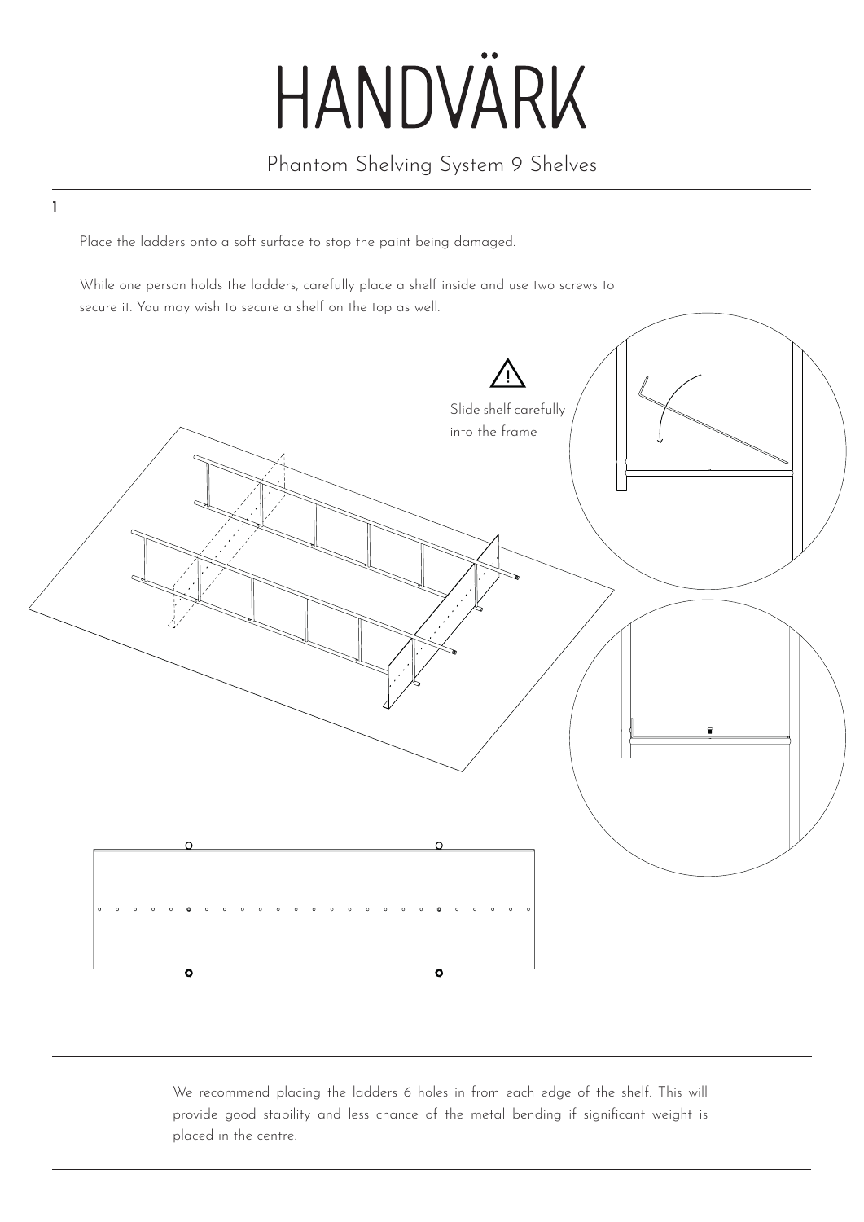# HANDVÄRK

Phantom Shelving System 9 Shelves

1

Place the ladders onto a soft surface to stop the paint being damaged.

While one person holds the ladders, carefully place a shelf inside and use two screws to secure it. You may wish to secure a shelf on the top as well.

Slide shelf carefully into the frame

We recommend placing the ladders 6 holes in from each edge of the shelf. This will provide good stability and less chance of the metal bending if significant weight is placed in the centre.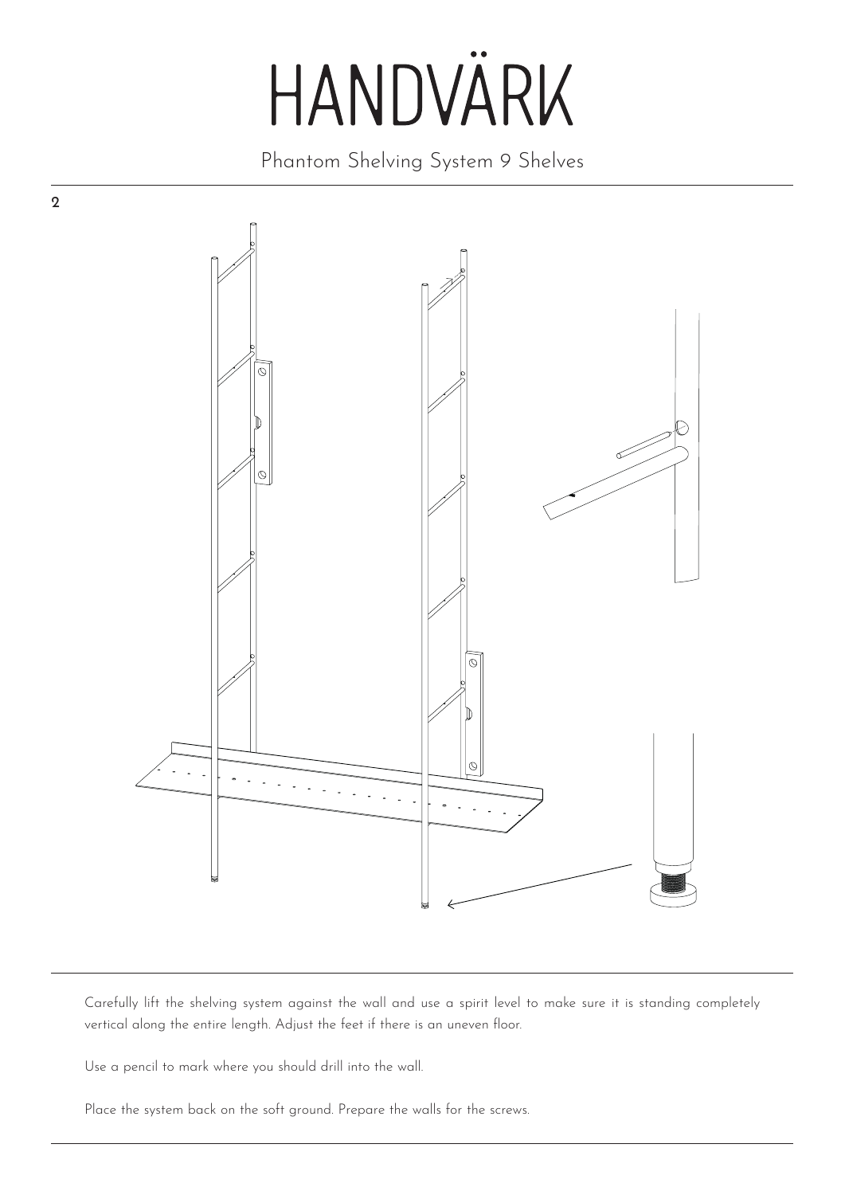2

Carefully lift the shelving system against the wall and use a spirit level to make sure it is standing completely vertical along the entire length. Adjust the feet if there is an uneven floor.

Use a pencil to mark where you should drill into the wall.

Place the system back on the soft ground. Prepare the walls for the screws.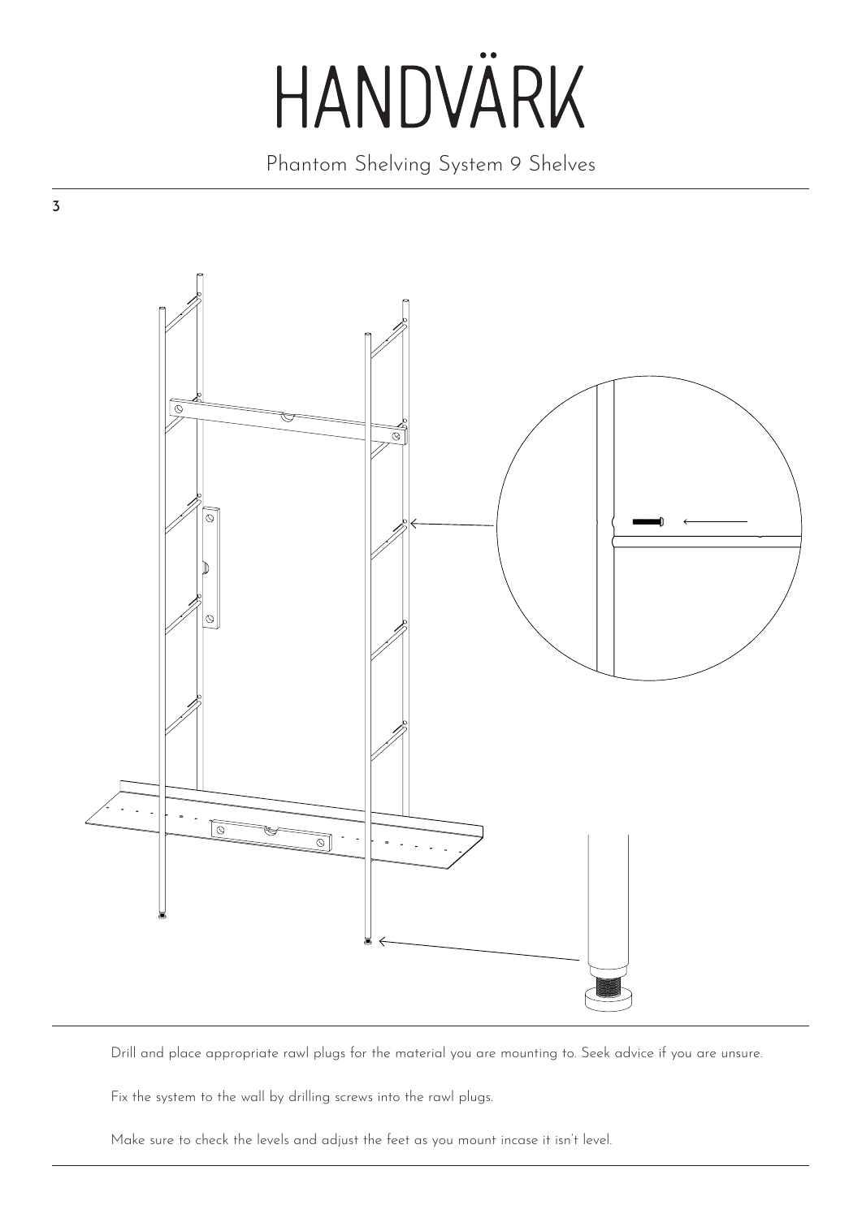# HANDVÄRK

Phantom Shelving System 9 Shelves

3

Drill and place appropriate rawl plugs for the material you are mounting to. Seek advice if you are unsure.

Fix the system to the wall by drilling screws into the rawl plugs.

Make sure to check the levels and adjust the feet as you mount incase it isn't level.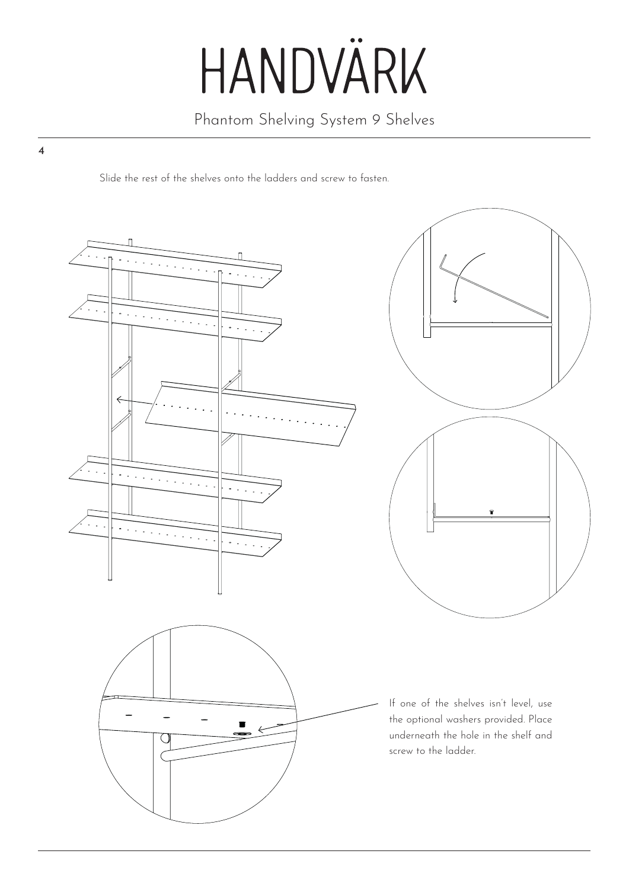**4**

Slide the rest of the shelves onto the ladders and screw to fasten.

If one of the shelves isn't level, use the optional washers provided. Place underneath the hole in the shelf and screw to the ladder.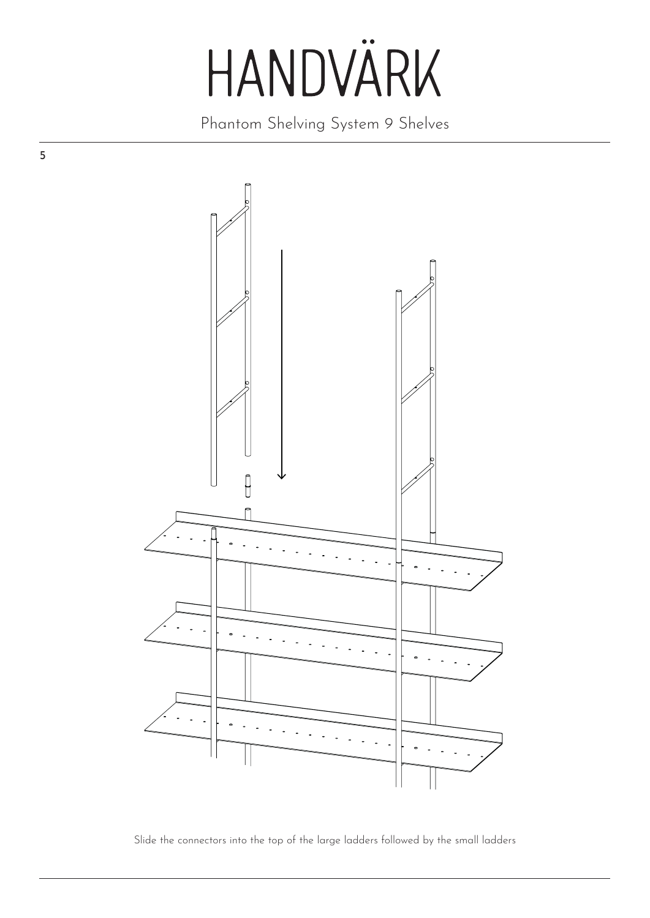# HANDVÄRK

Phantom Shelving System 9 Shelves

5

Slide the connectors into the top of the large ladders followed by the small ladders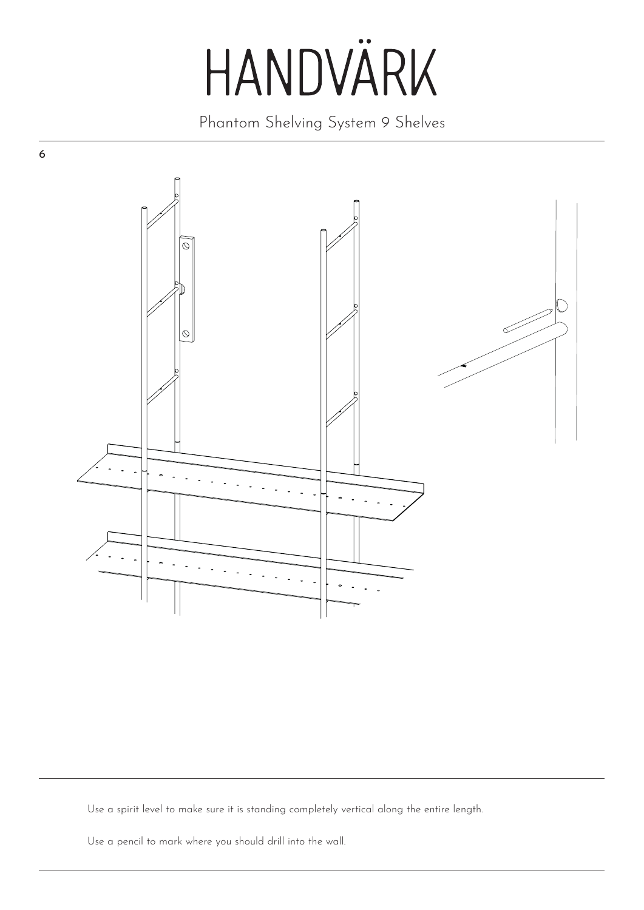# HANDVÄRK

Phantom Shelving System 9 Shelves

6

Use a spirit level to make sure it is standing completely vertical along the entire length.

Use a pencil to mark where you should drill into the wall.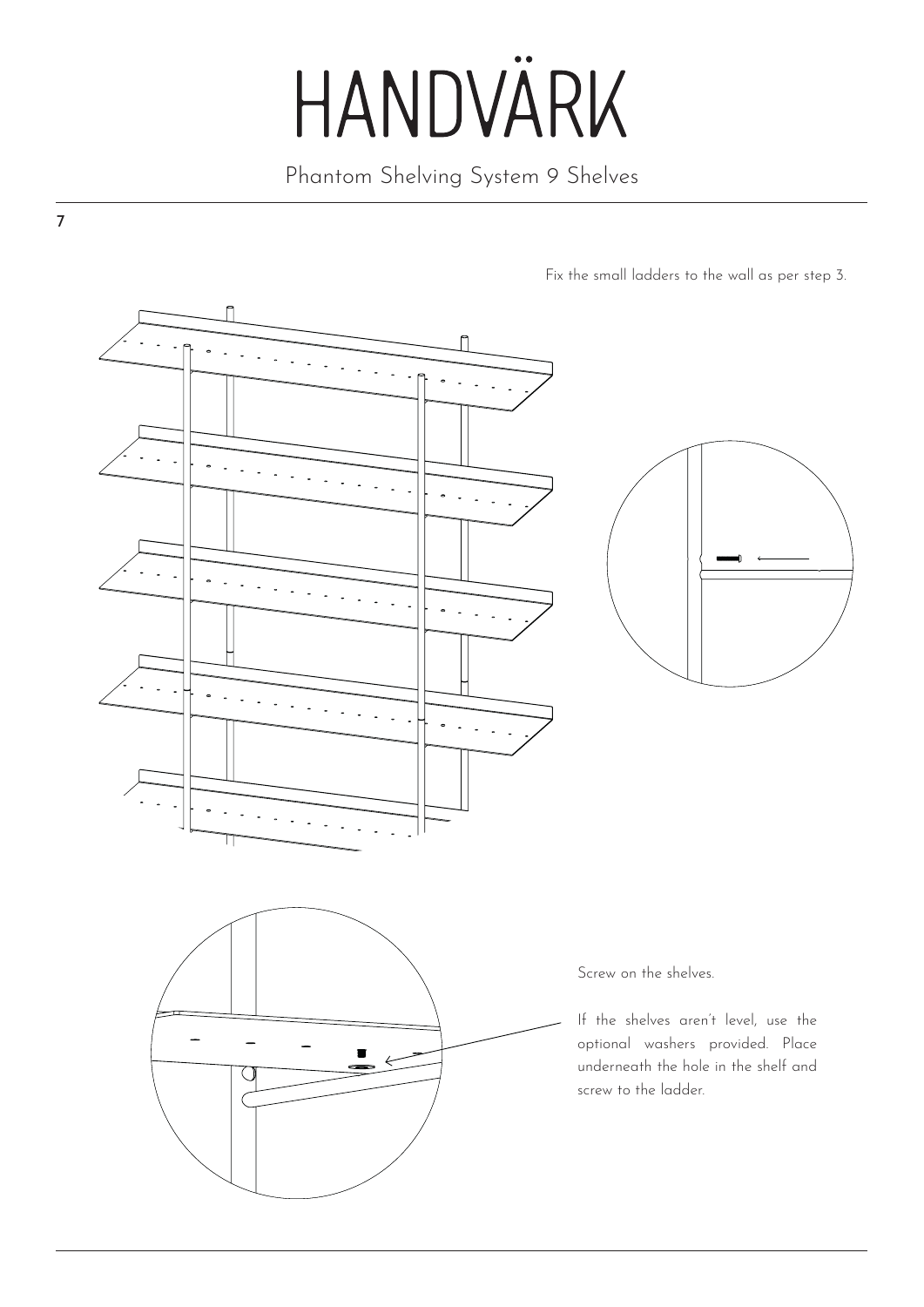# HANDVÄRK

Phantom Shelving System 9 Shelves

**7**

Fix the small ladders to the wall as per step 3.

Screw on the shelves.

If the shelves aren't level, use the optional washers provided. Place underneath the hole in the shelf and screw to the ladder.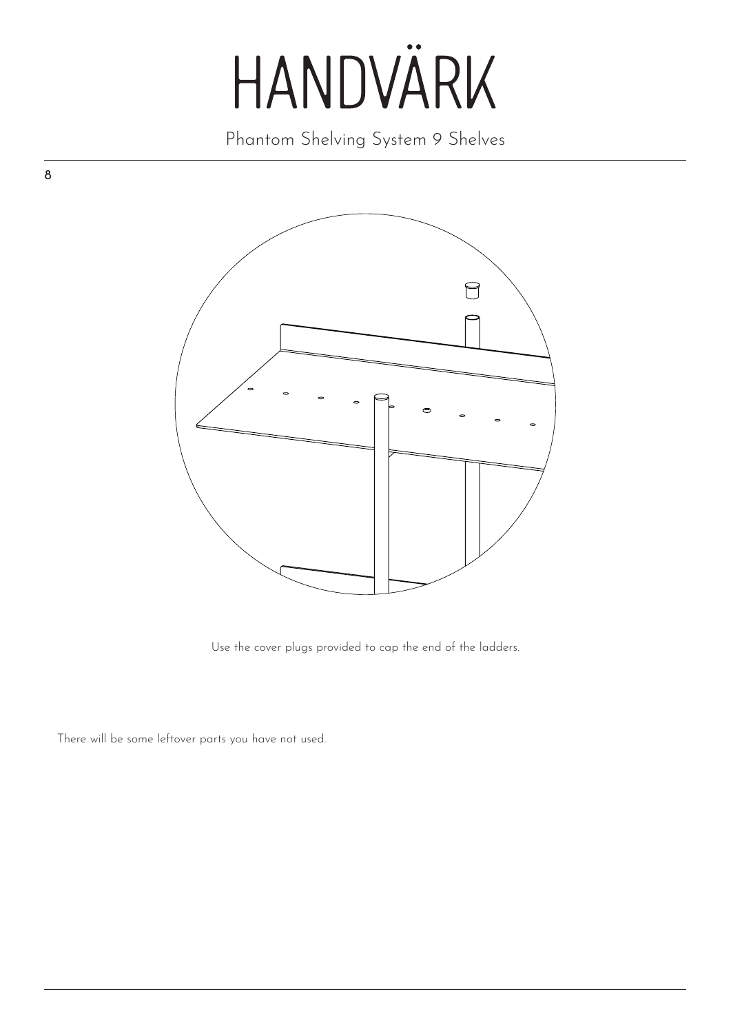8

Use the cover plugs provided to cap the end of the ladders.

There will be some leftover parts you have not used.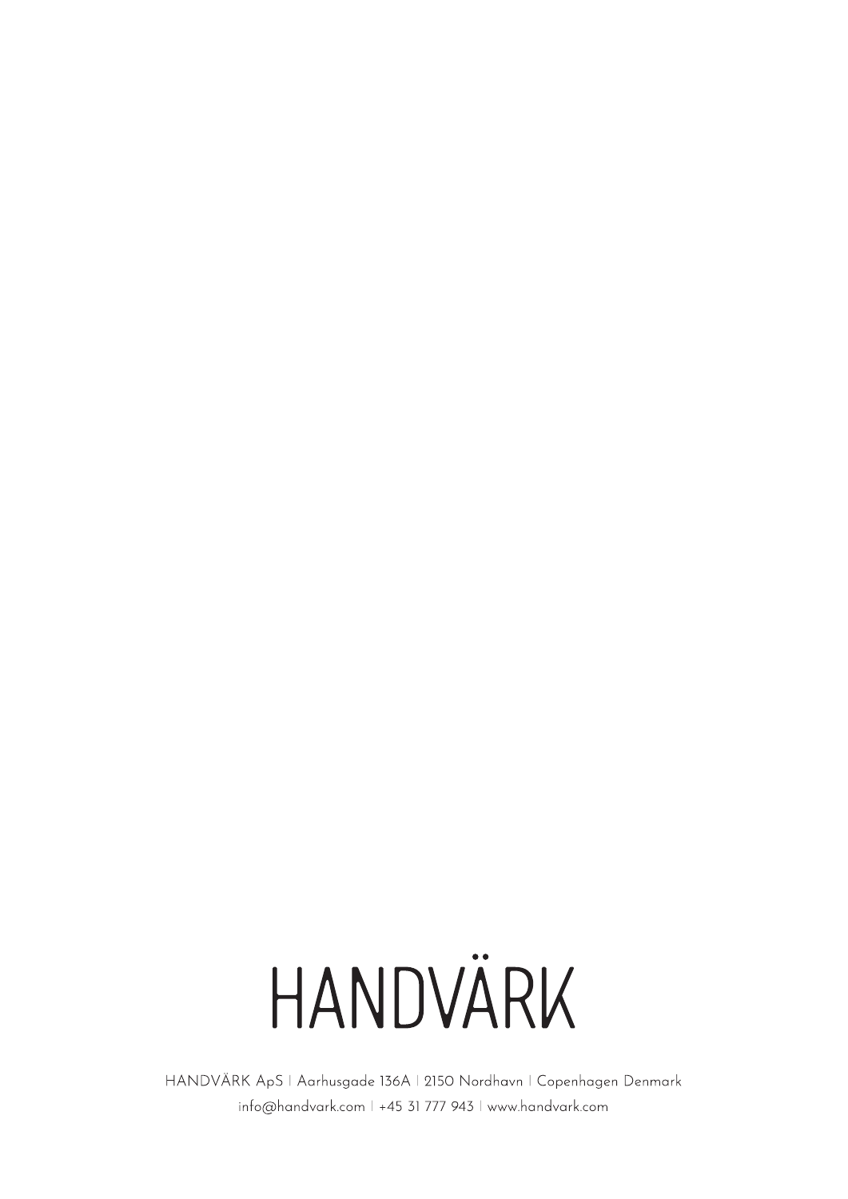# HANDVÄRK

HANDVÄRK ApS | Aarhusgade 136A | 2150 Nordhavn | Copenhagen Denmark

info@handvark.com | +45 31 777 943 | www.handvark.com